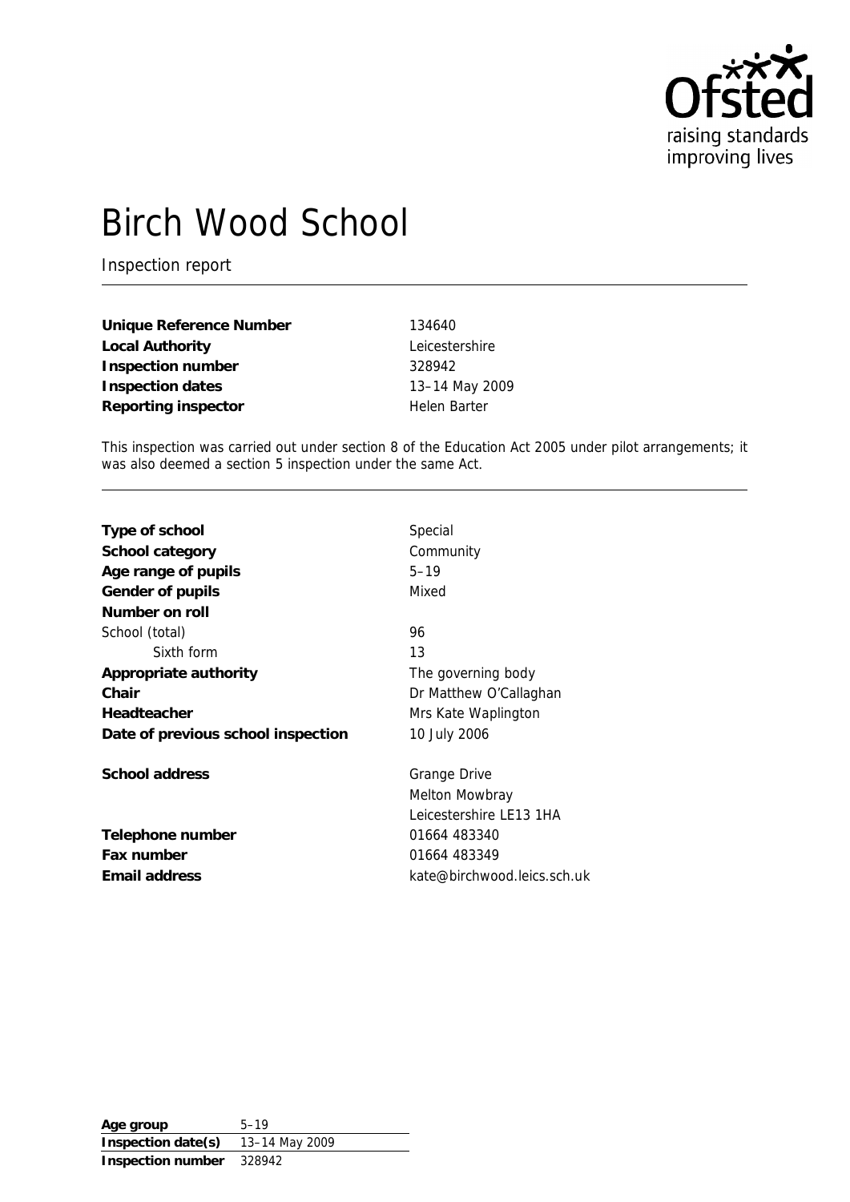# Birch Wood School

Inspection report

| | |
|---|---|
| **Unique Reference Number** | 134640 |
| **Local Authority** | Leicestershire |
| **Inspection number** | 328942 |
| **Inspection dates** | 13–14 May 2009 |
| **Reporting inspector** | Helen Barter |

This inspection was carried out under section 8 of the Education Act 2005 under pilot arrangements; it was also deemed a section 5 inspection under the same Act.

| | |
|---|---|
| **Type of school** | Special |
| **School category** | Community |
| **Age range of pupils** | 5–19 |
| **Gender of pupils** | Mixed |
| **Number on roll** | |
| School (total) | 96 |
| Sixth form | 13 |
| **Appropriate authority** | The governing body |
| **Chair** | Dr Matthew O'Callaghan |
| **Headteacher** | Mrs Kate Waplington |
| **Date of previous school inspection** | 10 July 2006 |
| **School address** | Grange Drive<br>Melton Mowbray<br>Leicestershire LE13 1HA |
| **Telephone number** | 01664 483340 |
| **Fax number** | 01664 483349 |
| **Email address** | kate@birchwood.leics.sch.uk |

| | |
|---|---|
| **Age group** | 5–19 |
| **Inspection date(s)** | 13–14 May 2009 |
| **Inspection number** | 328942 |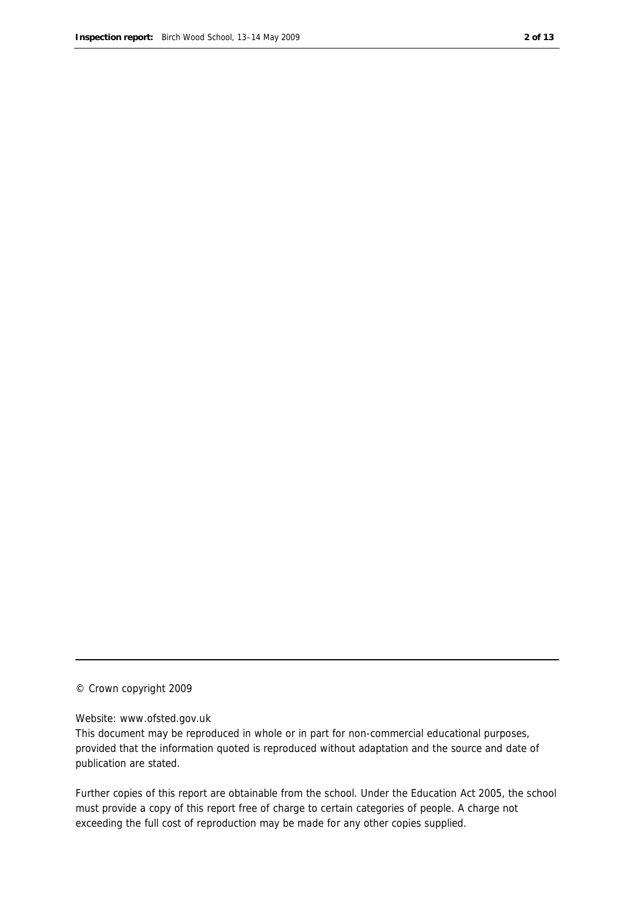© Crown copyright 2009

Website: www.ofsted.gov.uk

This document may be reproduced in whole or in part for non-commercial educational purposes, provided that the information quoted is reproduced without adaptation and the source and date of publication are stated.

Further copies of this report are obtainable from the school. Under the Education Act 2005, the school must provide a copy of this report free of charge to certain categories of people. A charge not exceeding the full cost of reproduction may be made for any other copies supplied.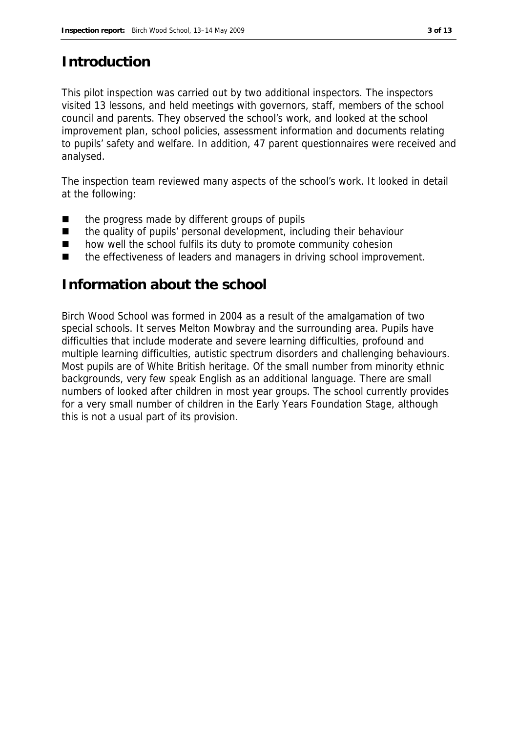## Introduction

This pilot inspection was carried out by two additional inspectors. The inspectors visited 13 lessons, and held meetings with governors, staff, members of the school council and parents. They observed the school's work, and looked at the school improvement plan, school policies, assessment information and documents relating to pupils' safety and welfare. In addition, 47 parent questionnaires were received and analysed.

The inspection team reviewed many aspects of the school's work. It looked in detail at the following:

- the progress made by different groups of pupils
- the quality of pupils' personal development, including their behaviour
- how well the school fulfils its duty to promote community cohesion
- the effectiveness of leaders and managers in driving school improvement.

## Information about the school

Birch Wood School was formed in 2004 as a result of the amalgamation of two special schools. It serves Melton Mowbray and the surrounding area. Pupils have difficulties that include moderate and severe learning difficulties, profound and multiple learning difficulties, autistic spectrum disorders and challenging behaviours. Most pupils are of White British heritage. Of the small number from minority ethnic backgrounds, very few speak English as an additional language. There are small numbers of looked after children in most year groups. The school currently provides for a very small number of children in the Early Years Foundation Stage, although this is not a usual part of its provision.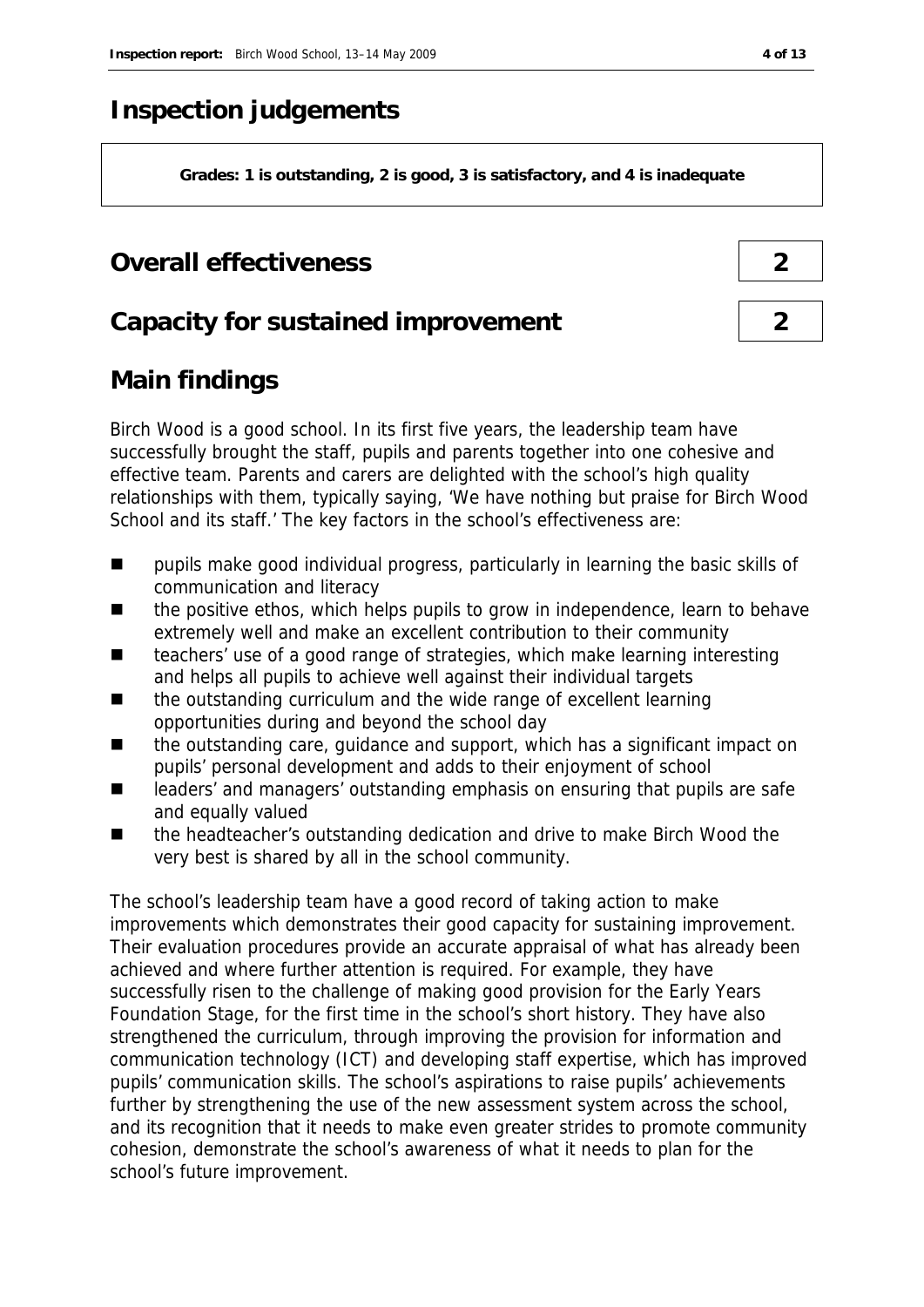# Inspection judgements

**Grades: 1 is outstanding, 2 is good, 3 is satisfactory, and 4 is inadequate**

## Overall effectiveness — 2

## Capacity for sustained improvement — 2

## Main findings

Birch Wood is a good school. In its first five years, the leadership team have successfully brought the staff, pupils and parents together into one cohesive and effective team. Parents and carers are delighted with the school's high quality relationships with them, typically saying, 'We have nothing but praise for Birch Wood School and its staff.' The key factors in the school's effectiveness are:

- pupils make good individual progress, particularly in learning the basic skills of communication and literacy
- the positive ethos, which helps pupils to grow in independence, learn to behave extremely well and make an excellent contribution to their community
- teachers' use of a good range of strategies, which make learning interesting and helps all pupils to achieve well against their individual targets
- the outstanding curriculum and the wide range of excellent learning opportunities during and beyond the school day
- the outstanding care, guidance and support, which has a significant impact on pupils' personal development and adds to their enjoyment of school
- leaders' and managers' outstanding emphasis on ensuring that pupils are safe and equally valued
- the headteacher's outstanding dedication and drive to make Birch Wood the very best is shared by all in the school community.

The school's leadership team have a good record of taking action to make improvements which demonstrates their good capacity for sustaining improvement. Their evaluation procedures provide an accurate appraisal of what has already been achieved and where further attention is required. For example, they have successfully risen to the challenge of making good provision for the Early Years Foundation Stage, for the first time in the school's short history. They have also strengthened the curriculum, through improving the provision for information and communication technology (ICT) and developing staff expertise, which has improved pupils' communication skills. The school's aspirations to raise pupils' achievements further by strengthening the use of the new assessment system across the school, and its recognition that it needs to make even greater strides to promote community cohesion, demonstrate the school's awareness of what it needs to plan for the school's future improvement.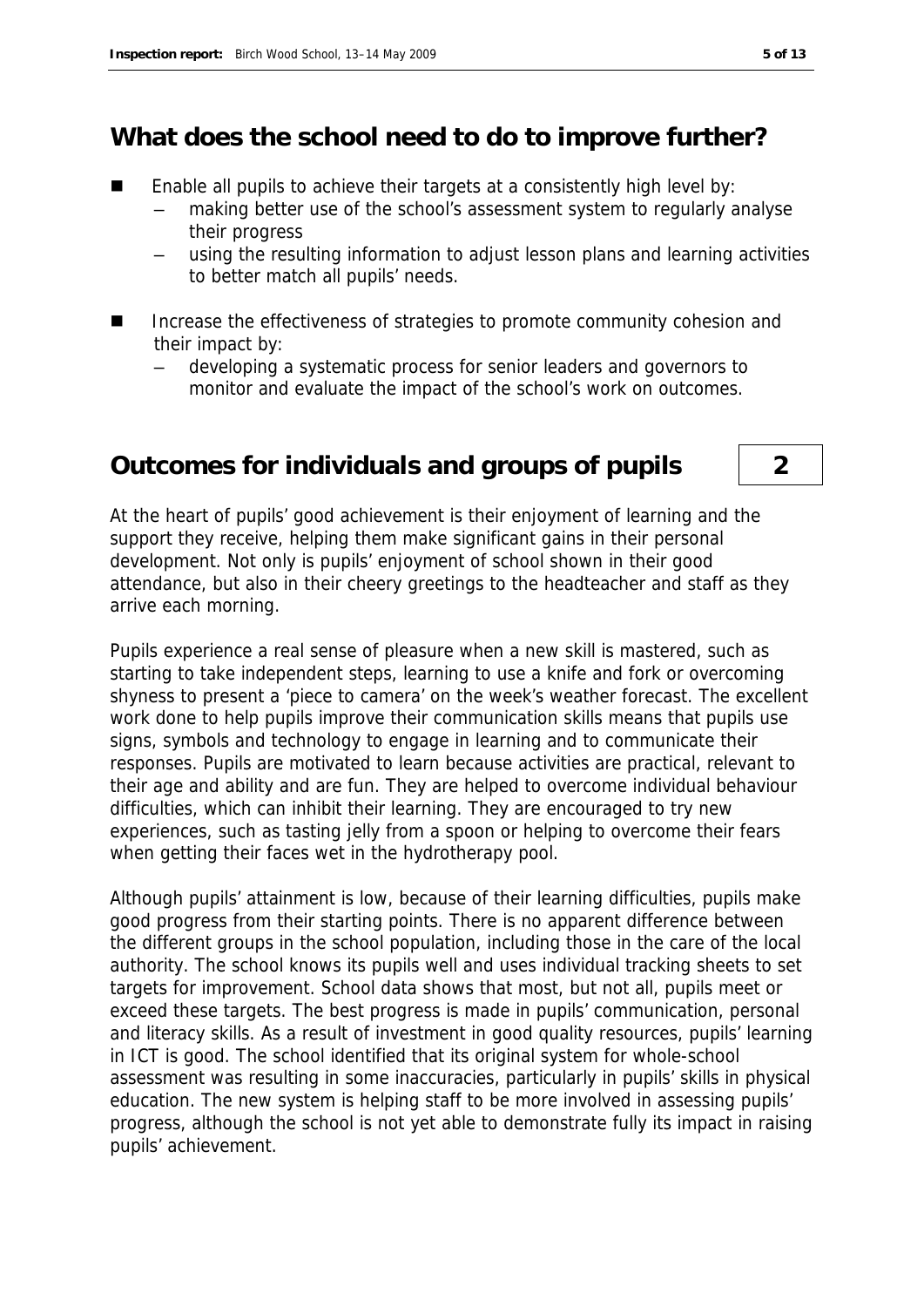## What does the school need to do to improve further?

- Enable all pupils to achieve their targets at a consistently high level by:
  - making better use of the school's assessment system to regularly analyse their progress
  - using the resulting information to adjust lesson plans and learning activities to better match all pupils' needs.
- Increase the effectiveness of strategies to promote community cohesion and their impact by:
  - developing a systematic process for senior leaders and governors to monitor and evaluate the impact of the school's work on outcomes.

## Outcomes for individuals and groups of pupils — 2

At the heart of pupils' good achievement is their enjoyment of learning and the support they receive, helping them make significant gains in their personal development. Not only is pupils' enjoyment of school shown in their good attendance, but also in their cheery greetings to the headteacher and staff as they arrive each morning.

Pupils experience a real sense of pleasure when a new skill is mastered, such as starting to take independent steps, learning to use a knife and fork or overcoming shyness to present a 'piece to camera' on the week's weather forecast. The excellent work done to help pupils improve their communication skills means that pupils use signs, symbols and technology to engage in learning and to communicate their responses. Pupils are motivated to learn because activities are practical, relevant to their age and ability and are fun. They are helped to overcome individual behaviour difficulties, which can inhibit their learning. They are encouraged to try new experiences, such as tasting jelly from a spoon or helping to overcome their fears when getting their faces wet in the hydrotherapy pool.

Although pupils' attainment is low, because of their learning difficulties, pupils make good progress from their starting points. There is no apparent difference between the different groups in the school population, including those in the care of the local authority. The school knows its pupils well and uses individual tracking sheets to set targets for improvement. School data shows that most, but not all, pupils meet or exceed these targets. The best progress is made in pupils' communication, personal and literacy skills. As a result of investment in good quality resources, pupils' learning in ICT is good. The school identified that its original system for whole-school assessment was resulting in some inaccuracies, particularly in pupils' skills in physical education. The new system is helping staff to be more involved in assessing pupils' progress, although the school is not yet able to demonstrate fully its impact in raising pupils' achievement.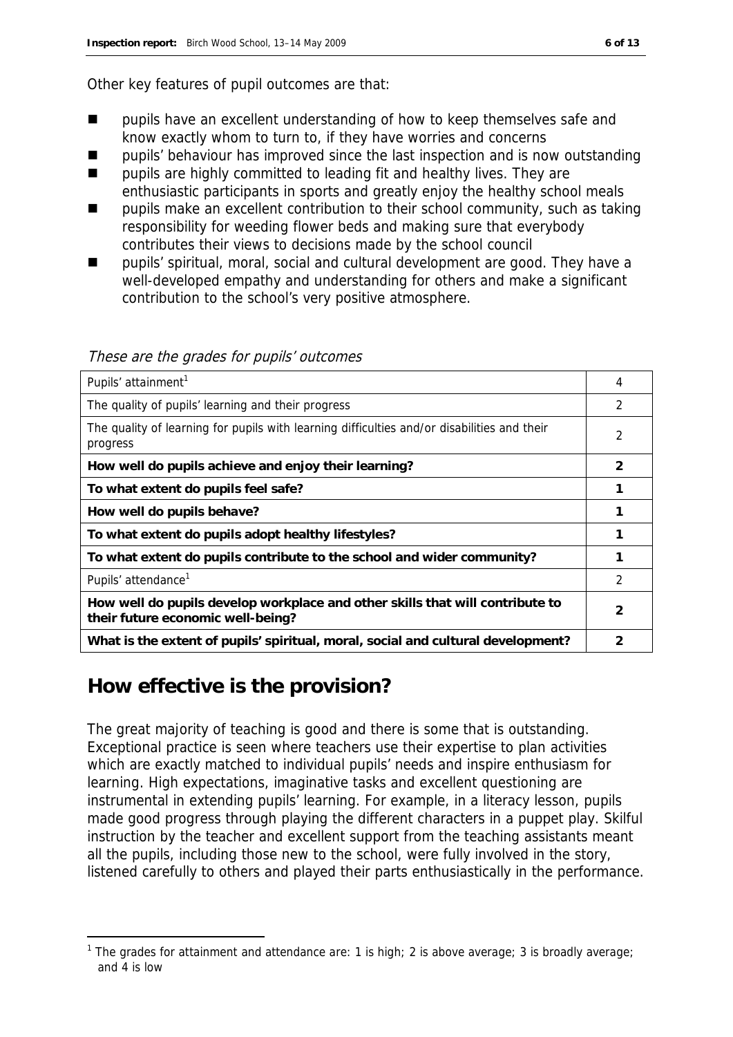Other key features of pupil outcomes are that:

- pupils have an excellent understanding of how to keep themselves safe and know exactly whom to turn to, if they have worries and concerns
- pupils' behaviour has improved since the last inspection and is now outstanding
- pupils are highly committed to leading fit and healthy lives. They are enthusiastic participants in sports and greatly enjoy the healthy school meals
- pupils make an excellent contribution to their school community, such as taking responsibility for weeding flower beds and making sure that everybody contributes their views to decisions made by the school council
- pupils' spiritual, moral, social and cultural development are good. They have a well-developed empathy and understanding for others and make a significant contribution to the school's very positive atmosphere.

*These are the grades for pupils' outcomes*

| | |
|---|---|
| Pupils' attainment[1] | 4 |
| The quality of pupils' learning and their progress | 2 |
| The quality of learning for pupils with learning difficulties and/or disabilities and their progress | 2 |
| **How well do pupils achieve and enjoy their learning?** | **2** |
| **To what extent do pupils feel safe?** | **1** |
| **How well do pupils behave?** | **1** |
| **To what extent do pupils adopt healthy lifestyles?** | **1** |
| **To what extent do pupils contribute to the school and wider community?** | **1** |
| Pupils' attendance[1] | 2 |
| **How well do pupils develop workplace and other skills that will contribute to their future economic well-being?** | **2** |
| **What is the extent of pupils' spiritual, moral, social and cultural development?** | **2** |

## How effective is the provision?

The great majority of teaching is good and there is some that is outstanding. Exceptional practice is seen where teachers use their expertise to plan activities which are exactly matched to individual pupils' needs and inspire enthusiasm for learning. High expectations, imaginative tasks and excellent questioning are instrumental in extending pupils' learning. For example, in a literacy lesson, pupils made good progress through playing the different characters in a puppet play. Skilful instruction by the teacher and excellent support from the teaching assistants meant all the pupils, including those new to the school, were fully involved in the story, listened carefully to others and played their parts enthusiastically in the performance.

[1] The grades for attainment and attendance are: 1 is high; 2 is above average; 3 is broadly average; and 4 is low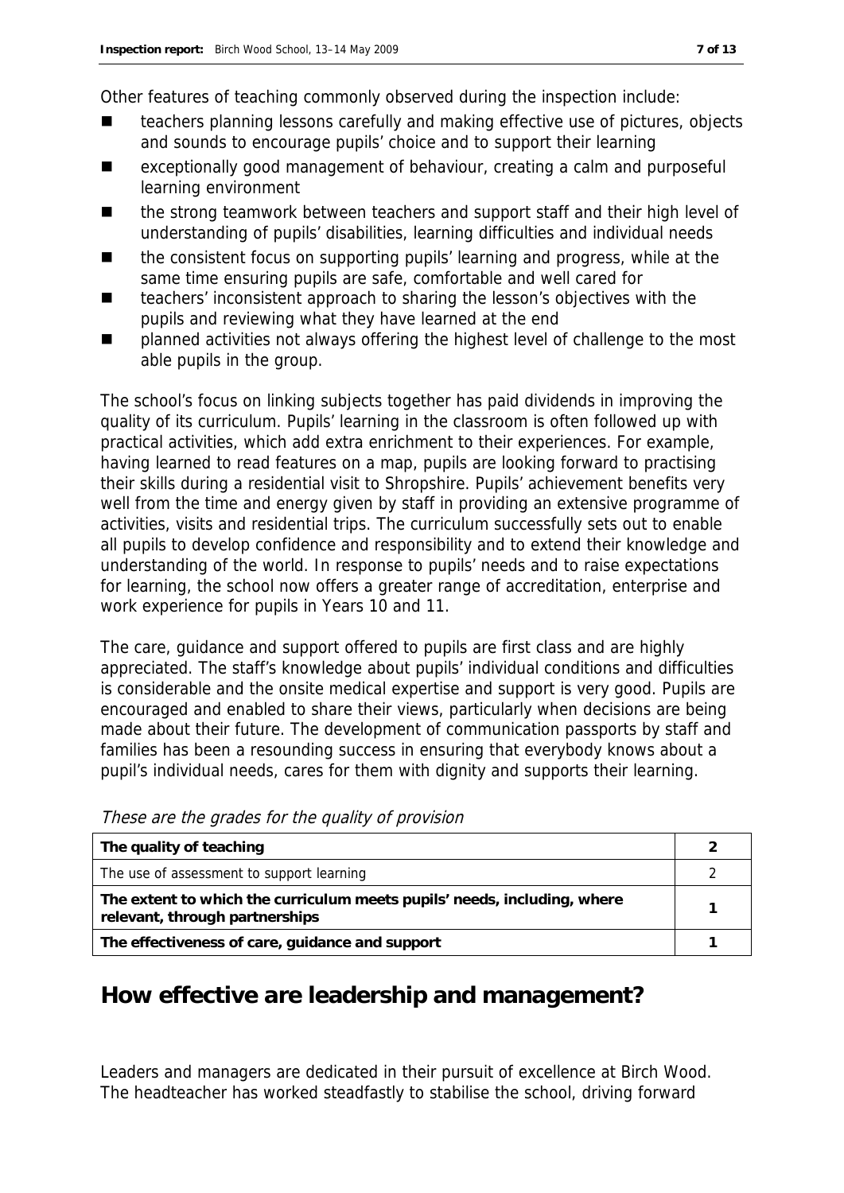Other features of teaching commonly observed during the inspection include:

- teachers planning lessons carefully and making effective use of pictures, objects and sounds to encourage pupils' choice and to support their learning
- exceptionally good management of behaviour, creating a calm and purposeful learning environment
- the strong teamwork between teachers and support staff and their high level of understanding of pupils' disabilities, learning difficulties and individual needs
- the consistent focus on supporting pupils' learning and progress, while at the same time ensuring pupils are safe, comfortable and well cared for
- teachers' inconsistent approach to sharing the lesson's objectives with the pupils and reviewing what they have learned at the end
- planned activities not always offering the highest level of challenge to the most able pupils in the group.

The school's focus on linking subjects together has paid dividends in improving the quality of its curriculum. Pupils' learning in the classroom is often followed up with practical activities, which add extra enrichment to their experiences. For example, having learned to read features on a map, pupils are looking forward to practising their skills during a residential visit to Shropshire. Pupils' achievement benefits very well from the time and energy given by staff in providing an extensive programme of activities, visits and residential trips. The curriculum successfully sets out to enable all pupils to develop confidence and responsibility and to extend their knowledge and understanding of the world. In response to pupils' needs and to raise expectations for learning, the school now offers a greater range of accreditation, enterprise and work experience for pupils in Years 10 and 11.

The care, guidance and support offered to pupils are first class and are highly appreciated. The staff's knowledge about pupils' individual conditions and difficulties is considerable and the onsite medical expertise and support is very good. Pupils are encouraged and enabled to share their views, particularly when decisions are being made about their future. The development of communication passports by staff and families has been a resounding success in ensuring that everybody knows about a pupil's individual needs, cares for them with dignity and supports their learning.

*These are the grades for the quality of provision*

| | |
|---|---|
| **The quality of teaching** | **2** |
| The use of assessment to support learning | 2 |
| **The extent to which the curriculum meets pupils' needs, including, where relevant, through partnerships** | **1** |
| **The effectiveness of care, guidance and support** | **1** |

## How effective are leadership and management?

Leaders and managers are dedicated in their pursuit of excellence at Birch Wood. The headteacher has worked steadfastly to stabilise the school, driving forward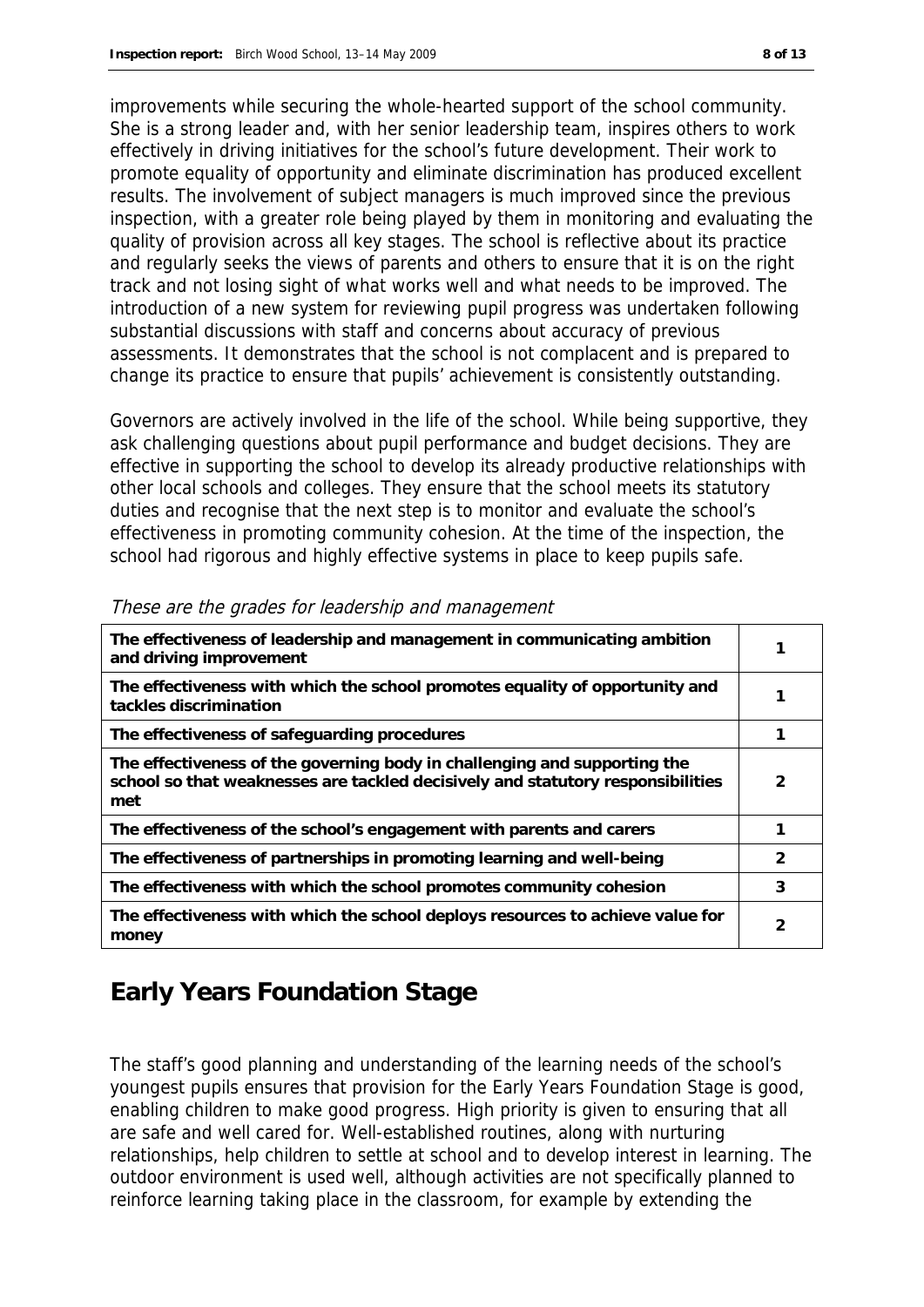improvements while securing the whole-hearted support of the school community. She is a strong leader and, with her senior leadership team, inspires others to work effectively in driving initiatives for the school's future development. Their work to promote equality of opportunity and eliminate discrimination has produced excellent results. The involvement of subject managers is much improved since the previous inspection, with a greater role being played by them in monitoring and evaluating the quality of provision across all key stages. The school is reflective about its practice and regularly seeks the views of parents and others to ensure that it is on the right track and not losing sight of what works well and what needs to be improved. The introduction of a new system for reviewing pupil progress was undertaken following substantial discussions with staff and concerns about accuracy of previous assessments. It demonstrates that the school is not complacent and is prepared to change its practice to ensure that pupils' achievement is consistently outstanding.

Governors are actively involved in the life of the school. While being supportive, they ask challenging questions about pupil performance and budget decisions. They are effective in supporting the school to develop its already productive relationships with other local schools and colleges. They ensure that the school meets its statutory duties and recognise that the next step is to monitor and evaluate the school's effectiveness in promoting community cohesion. At the time of the inspection, the school had rigorous and highly effective systems in place to keep pupils safe.

*These are the grades for leadership and management*

| | |
|---|---|
| **The effectiveness of leadership and management in communicating ambition and driving improvement** | 1 |
| **The effectiveness with which the school promotes equality of opportunity and tackles discrimination** | 1 |
| **The effectiveness of safeguarding procedures** | 1 |
| **The effectiveness of the governing body in challenging and supporting the school so that weaknesses are tackled decisively and statutory responsibilities met** | 2 |
| **The effectiveness of the school's engagement with parents and carers** | 1 |
| **The effectiveness of partnerships in promoting learning and well-being** | 2 |
| **The effectiveness with which the school promotes community cohesion** | 3 |
| **The effectiveness with which the school deploys resources to achieve value for money** | 2 |

## Early Years Foundation Stage

The staff's good planning and understanding of the learning needs of the school's youngest pupils ensures that provision for the Early Years Foundation Stage is good, enabling children to make good progress. High priority is given to ensuring that all are safe and well cared for. Well-established routines, along with nurturing relationships, help children to settle at school and to develop interest in learning. The outdoor environment is used well, although activities are not specifically planned to reinforce learning taking place in the classroom, for example by extending the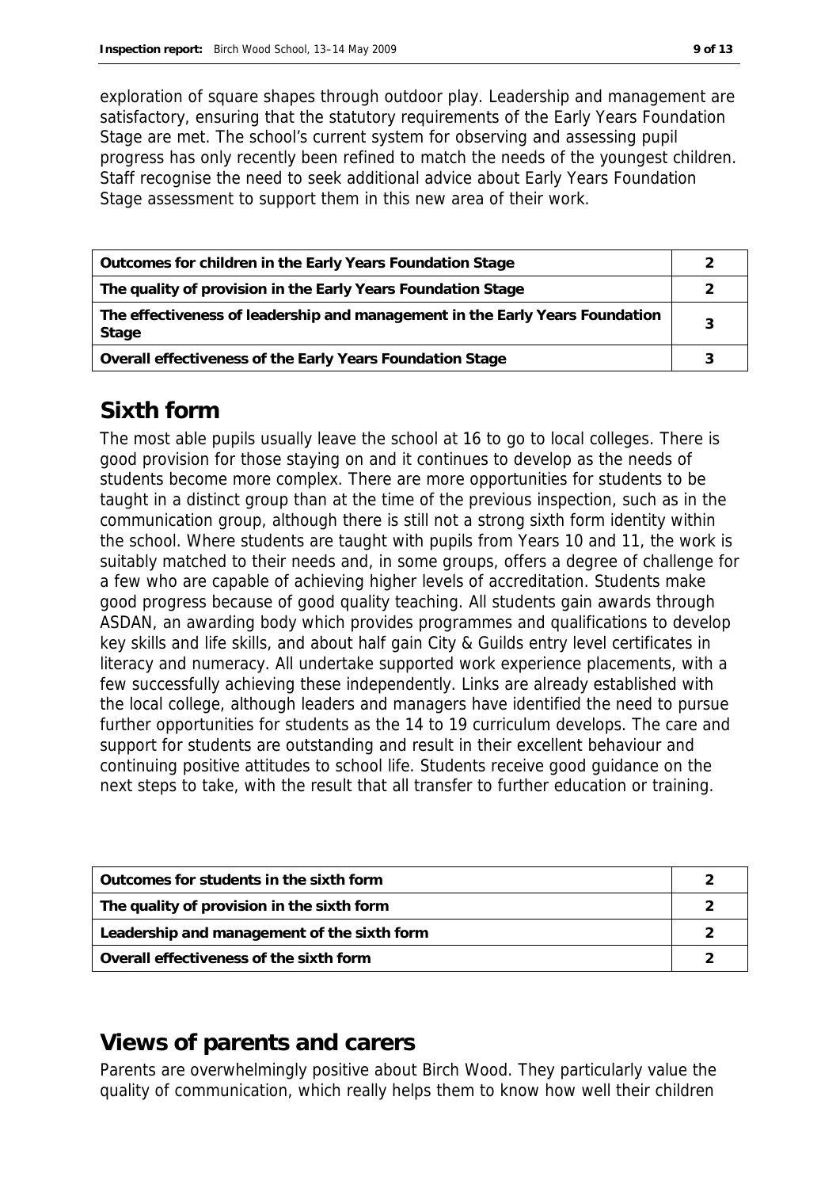exploration of square shapes through outdoor play. Leadership and management are satisfactory, ensuring that the statutory requirements of the Early Years Foundation Stage are met. The school's current system for observing and assessing pupil progress has only recently been refined to match the needs of the youngest children. Staff recognise the need to seek additional advice about Early Years Foundation Stage assessment to support them in this new area of their work.

| | |
|---|---|
| **Outcomes for children in the Early Years Foundation Stage** | 2 |
| **The quality of provision in the Early Years Foundation Stage** | 2 |
| **The effectiveness of leadership and management in the Early Years Foundation Stage** | 3 |
| **Overall effectiveness of the Early Years Foundation Stage** | 3 |

## Sixth form

The most able pupils usually leave the school at 16 to go to local colleges. There is good provision for those staying on and it continues to develop as the needs of students become more complex. There are more opportunities for students to be taught in a distinct group than at the time of the previous inspection, such as in the communication group, although there is still not a strong sixth form identity within the school. Where students are taught with pupils from Years 10 and 11, the work is suitably matched to their needs and, in some groups, offers a degree of challenge for a few who are capable of achieving higher levels of accreditation. Students make good progress because of good quality teaching. All students gain awards through ASDAN, an awarding body which provides programmes and qualifications to develop key skills and life skills, and about half gain City & Guilds entry level certificates in literacy and numeracy. All undertake supported work experience placements, with a few successfully achieving these independently. Links are already established with the local college, although leaders and managers have identified the need to pursue further opportunities for students as the 14 to 19 curriculum develops. The care and support for students are outstanding and result in their excellent behaviour and continuing positive attitudes to school life. Students receive good guidance on the next steps to take, with the result that all transfer to further education or training.

| | |
|---|---|
| **Outcomes for students in the sixth form** | 2 |
| **The quality of provision in the sixth form** | 2 |
| **Leadership and management of the sixth form** | 2 |
| **Overall effectiveness of the sixth form** | 2 |

## Views of parents and carers

Parents are overwhelmingly positive about Birch Wood. They particularly value the quality of communication, which really helps them to know how well their children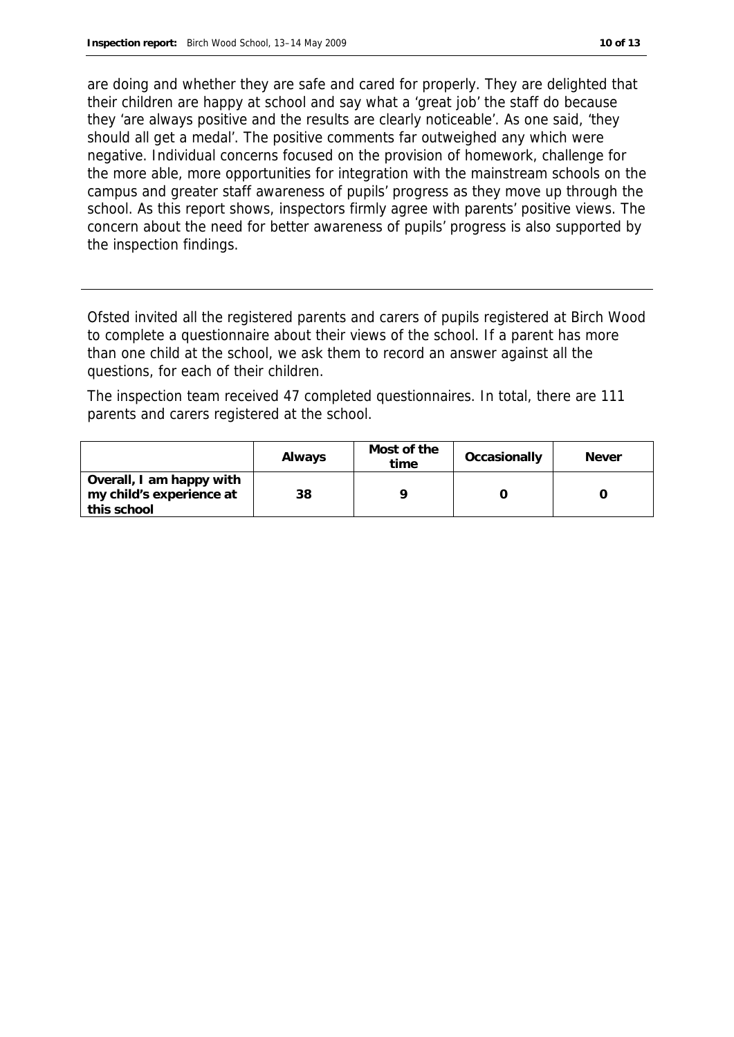are doing and whether they are safe and cared for properly. They are delighted that their children are happy at school and say what a 'great job' the staff do because they 'are always positive and the results are clearly noticeable'. As one said, 'they should all get a medal'. The positive comments far outweighed any which were negative. Individual concerns focused on the provision of homework, challenge for the more able, more opportunities for integration with the mainstream schools on the campus and greater staff awareness of pupils' progress as they move up through the school. As this report shows, inspectors firmly agree with parents' positive views. The concern about the need for better awareness of pupils' progress is also supported by the inspection findings.

---

Ofsted invited all the registered parents and carers of pupils registered at Birch Wood to complete a questionnaire about their views of the school. If a parent has more than one child at the school, we ask them to record an answer against all the questions, for each of their children.

The inspection team received 47 completed questionnaires. In total, there are 111 parents and carers registered at the school.

| | Always | Most of the time | Occasionally | Never |
|---|---|---|---|---|
| **Overall, I am happy with my child's experience at this school** | 38 | 9 | 0 | 0 |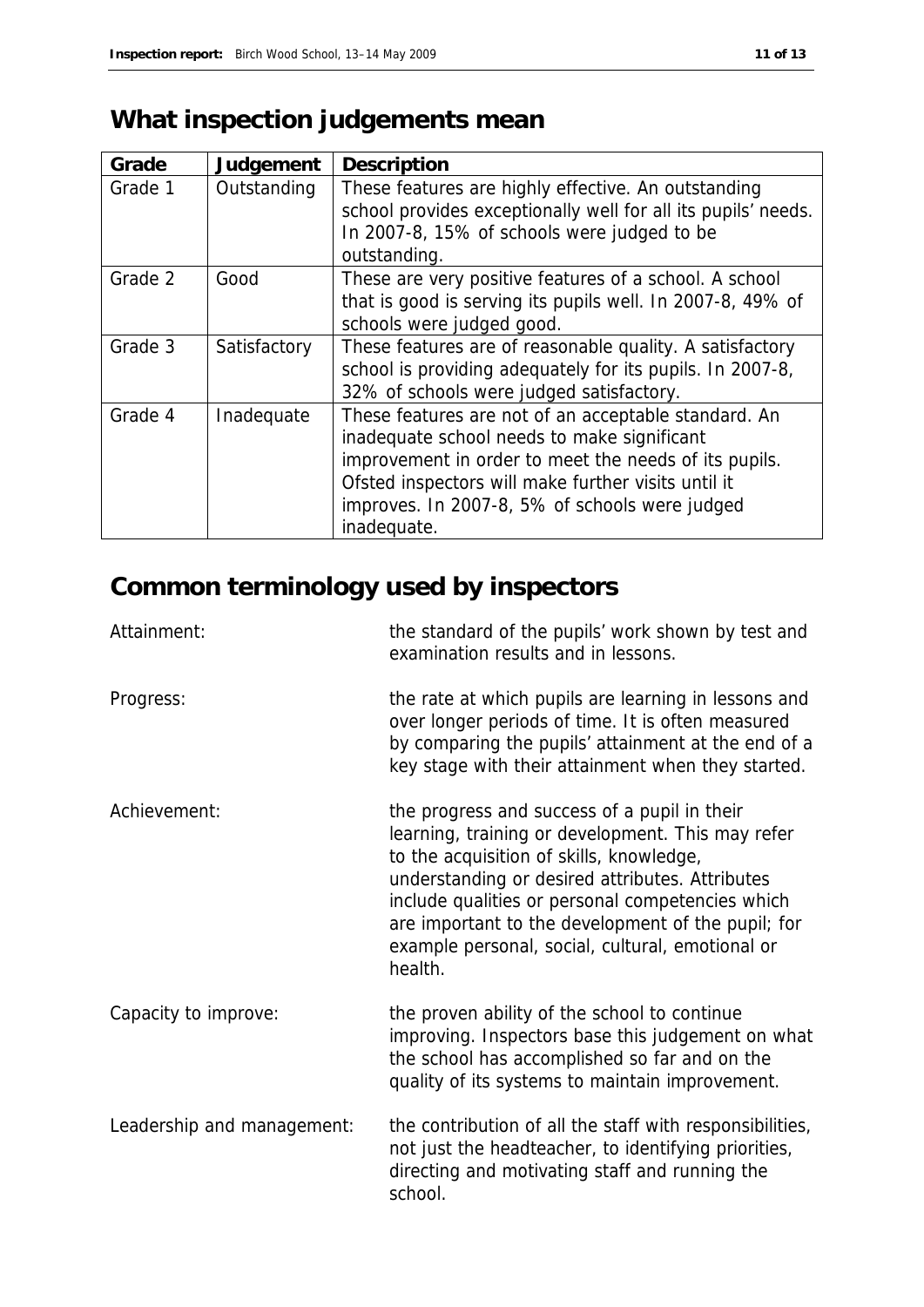## What inspection judgements mean

| Grade | Judgement | Description |
| --- | --- | --- |
| Grade 1 | Outstanding | These features are highly effective. An outstanding school provides exceptionally well for all its pupils' needs. In 2007-8, 15% of schools were judged to be outstanding. |
| Grade 2 | Good | These are very positive features of a school. A school that is good is serving its pupils well. In 2007-8, 49% of schools were judged good. |
| Grade 3 | Satisfactory | These features are of reasonable quality. A satisfactory school is providing adequately for its pupils. In 2007-8, 32% of schools were judged satisfactory. |
| Grade 4 | Inadequate | These features are not of an acceptable standard. An inadequate school needs to make significant improvement in order to meet the needs of its pupils. Ofsted inspectors will make further visits until it improves. In 2007-8, 5% of schools were judged inadequate. |

## Common terminology used by inspectors

**Attainment:** the standard of the pupils' work shown by test and examination results and in lessons.

**Progress:** the rate at which pupils are learning in lessons and over longer periods of time. It is often measured by comparing the pupils' attainment at the end of a key stage with their attainment when they started.

**Achievement:** the progress and success of a pupil in their learning, training or development. This may refer to the acquisition of skills, knowledge, understanding or desired attributes. Attributes include qualities or personal competencies which are important to the development of the pupil; for example personal, social, cultural, emotional or health.

**Capacity to improve:** the proven ability of the school to continue improving. Inspectors base this judgement on what the school has accomplished so far and on the quality of its systems to maintain improvement.

**Leadership and management:** the contribution of all the staff with responsibilities, not just the headteacher, to identifying priorities, directing and motivating staff and running the school.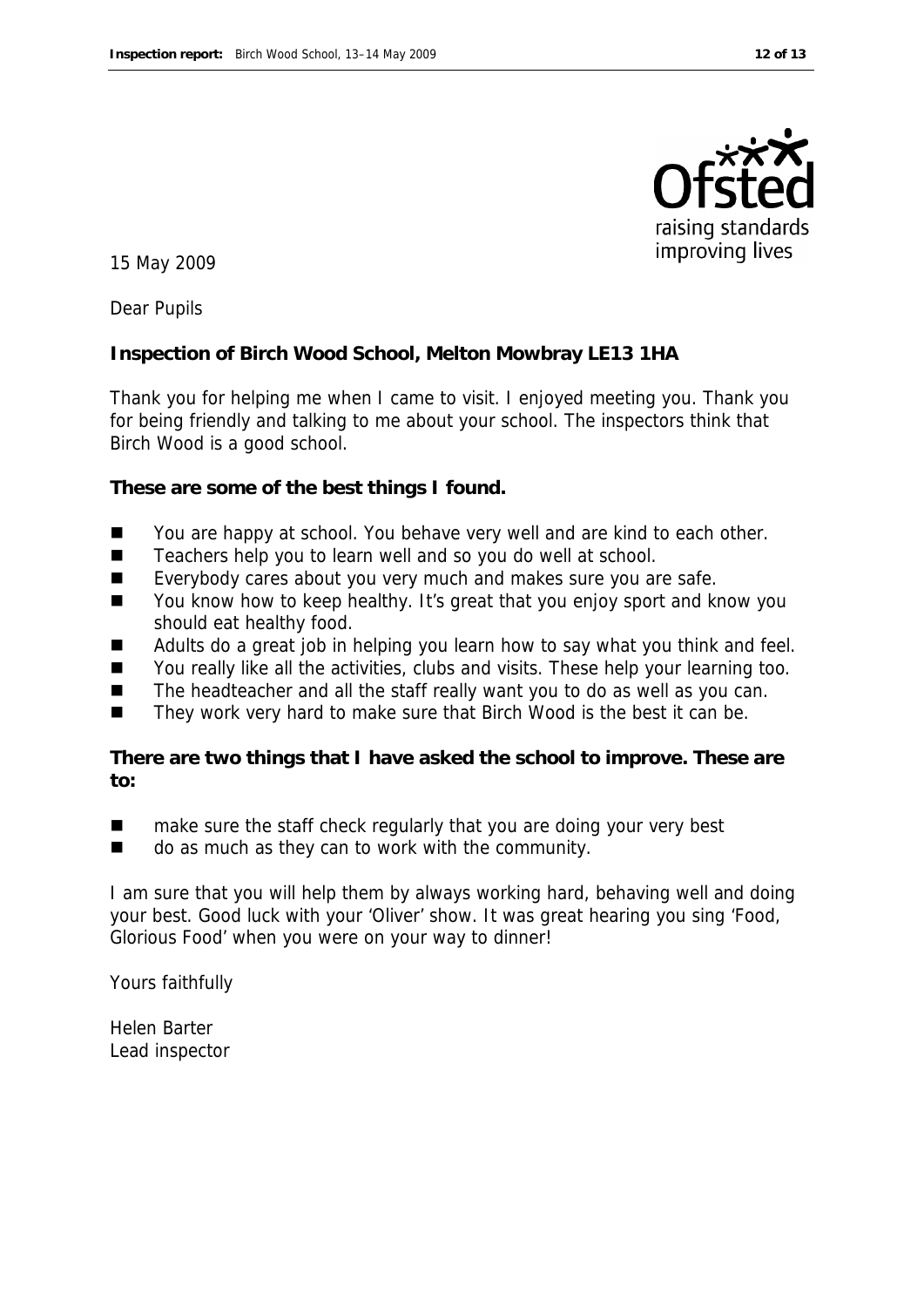15 May 2009

Dear Pupils

**Inspection of Birch Wood School, Melton Mowbray LE13 1HA**

Thank you for helping me when I came to visit. I enjoyed meeting you. Thank you for being friendly and talking to me about your school. The inspectors think that Birch Wood is a good school.

**These are some of the best things I found.**

- You are happy at school. You behave very well and are kind to each other.
- Teachers help you to learn well and so you do well at school.
- Everybody cares about you very much and makes sure you are safe.
- You know how to keep healthy. It's great that you enjoy sport and know you should eat healthy food.
- Adults do a great job in helping you learn how to say what you think and feel.
- You really like all the activities, clubs and visits. These help your learning too.
- The headteacher and all the staff really want you to do as well as you can.
- They work very hard to make sure that Birch Wood is the best it can be.

**There are two things that I have asked the school to improve. These are to:**

- make sure the staff check regularly that you are doing your very best
- do as much as they can to work with the community.

I am sure that you will help them by always working hard, behaving well and doing your best. Good luck with your 'Oliver' show. It was great hearing you sing 'Food, Glorious Food' when you were on your way to dinner!

Yours faithfully

Helen Barter
Lead inspector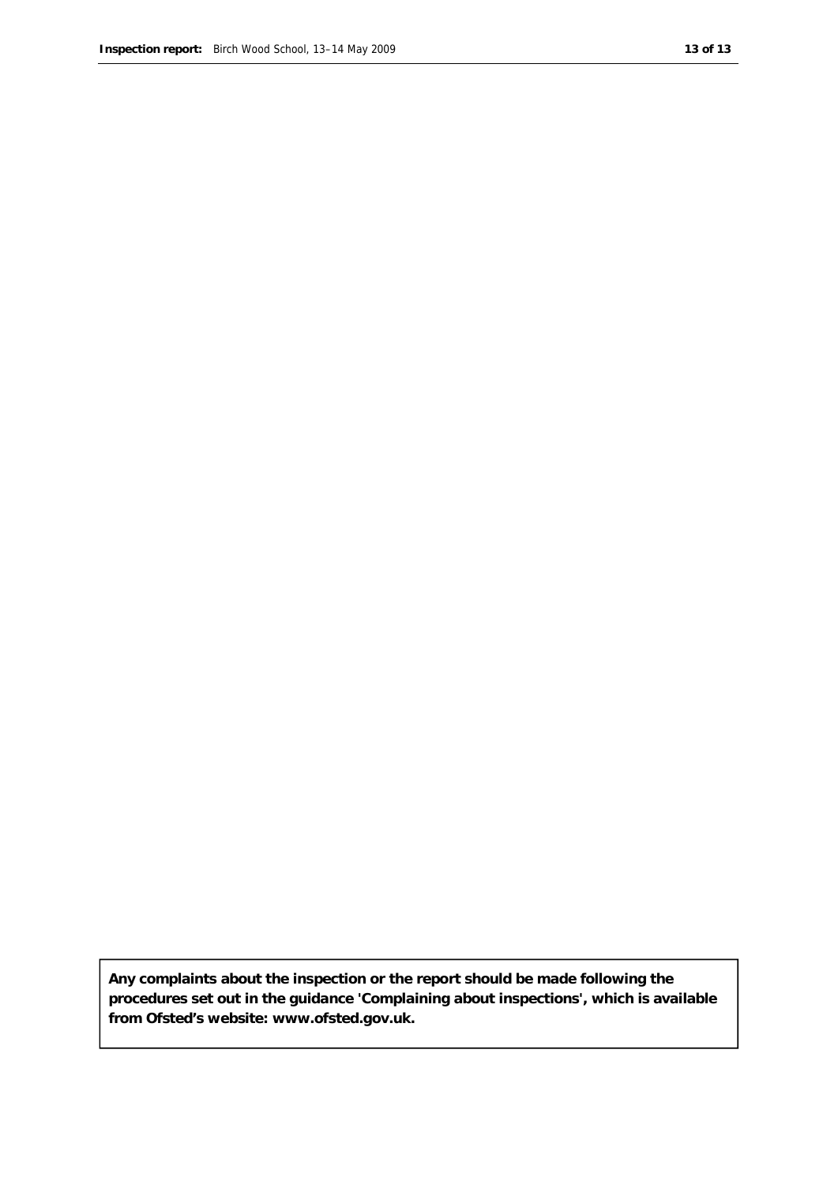**Any complaints about the inspection or the report should be made following the procedures set out in the guidance 'Complaining about inspections', which is available from Ofsted's website: www.ofsted.gov.uk.**